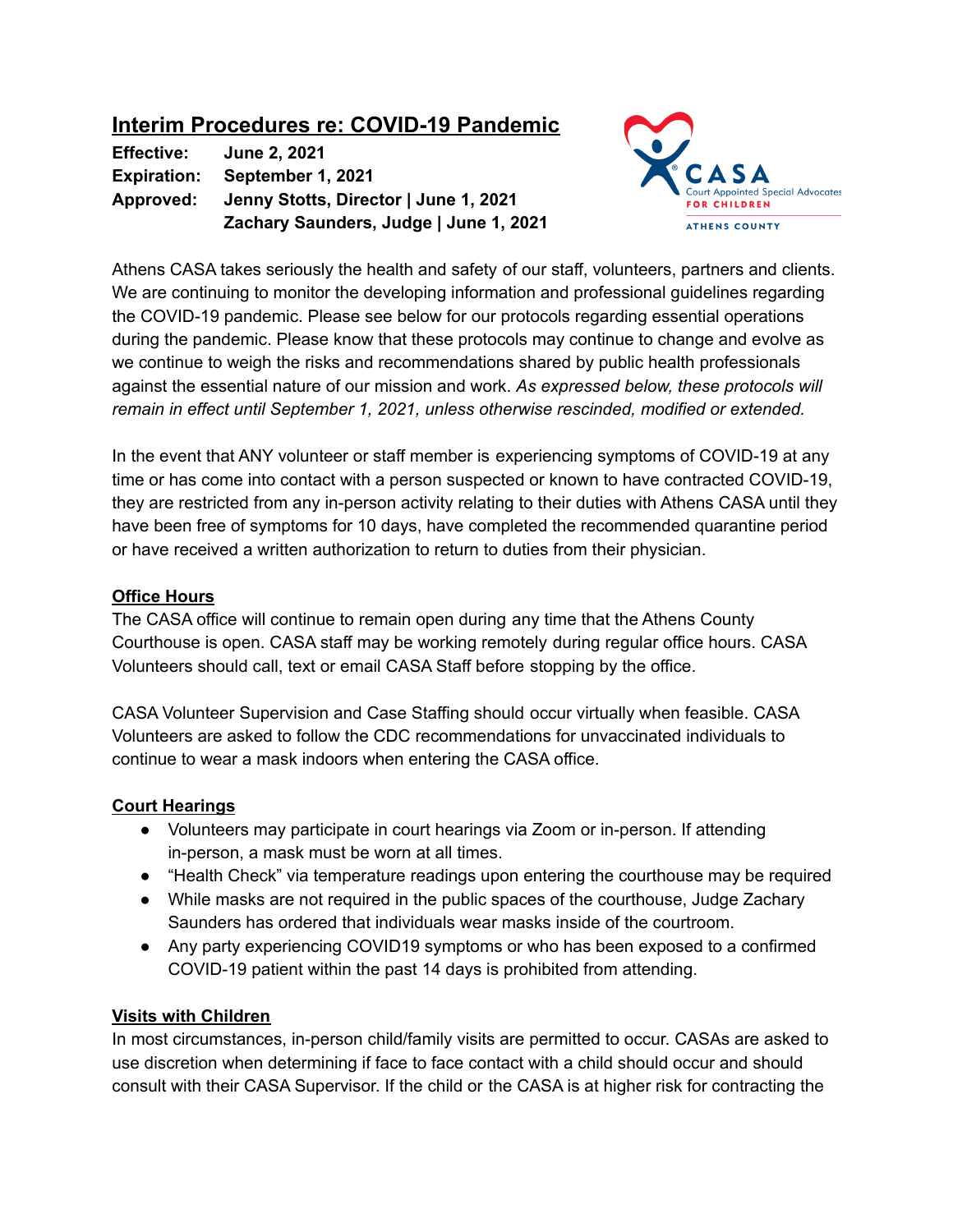# Interim Procedures re: COVID-19 Pandemic

**Effective:** June 2, 2021
**Expiration:** September 1, 2021
**Approved:** Jenny Stotts, Director | June 1, 2021
Zachary Saunders, Judge | June 1, 2021

Athens CASA takes seriously the health and safety of our staff, volunteers, partners and clients. We are continuing to monitor the developing information and professional guidelines regarding the COVID-19 pandemic. Please see below for our protocols regarding essential operations during the pandemic. Please know that these protocols may continue to change and evolve as we continue to weigh the risks and recommendations shared by public health professionals against the essential nature of our mission and work. *As expressed below, these protocols will remain in effect until September 1, 2021, unless otherwise rescinded, modified or extended.*

In the event that ANY volunteer or staff member is experiencing symptoms of COVID-19 at any time or has come into contact with a person suspected or known to have contracted COVID-19, they are restricted from any in-person activity relating to their duties with Athens CASA until they have been free of symptoms for 10 days, have completed the recommended quarantine period or have received a written authorization to return to duties from their physician.

## Office Hours

The CASA office will continue to remain open during any time that the Athens County Courthouse is open. CASA staff may be working remotely during regular office hours. CASA Volunteers should call, text or email CASA Staff before stopping by the office.

CASA Volunteer Supervision and Case Staffing should occur virtually when feasible. CASA Volunteers are asked to follow the CDC recommendations for unvaccinated individuals to continue to wear a mask indoors when entering the CASA office.

## Court Hearings

- Volunteers may participate in court hearings via Zoom or in-person. If attending in-person, a mask must be worn at all times.
- "Health Check" via temperature readings upon entering the courthouse may be required
- While masks are not required in the public spaces of the courthouse, Judge Zachary Saunders has ordered that individuals wear masks inside of the courtroom.
- Any party experiencing COVID19 symptoms or who has been exposed to a confirmed COVID-19 patient within the past 14 days is prohibited from attending.

## Visits with Children

In most circumstances, in-person child/family visits are permitted to occur. CASAs are asked to use discretion when determining if face to face contact with a child should occur and should consult with their CASA Supervisor. If the child or the CASA is at higher risk for contracting the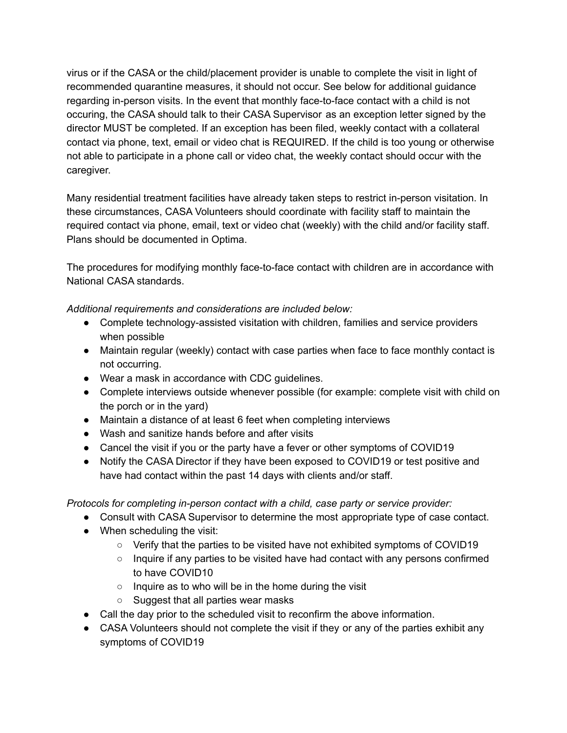virus or if the CASA or the child/placement provider is unable to complete the visit in light of recommended quarantine measures, it should not occur. See below for additional guidance regarding in-person visits. In the event that monthly face-to-face contact with a child is not occuring, the CASA should talk to their CASA Supervisor as an exception letter signed by the director MUST be completed. If an exception has been filed, weekly contact with a collateral contact via phone, text, email or video chat is REQUIRED. If the child is too young or otherwise not able to participate in a phone call or video chat, the weekly contact should occur with the caregiver.

Many residential treatment facilities have already taken steps to restrict in-person visitation. In these circumstances, CASA Volunteers should coordinate with facility staff to maintain the required contact via phone, email, text or video chat (weekly) with the child and/or facility staff. Plans should be documented in Optima.

The procedures for modifying monthly face-to-face contact with children are in accordance with National CASA standards.

*Additional requirements and considerations are included below:*

- Complete technology-assisted visitation with children, families and service providers when possible
- Maintain regular (weekly) contact with case parties when face to face monthly contact is not occurring.
- Wear a mask in accordance with CDC guidelines.
- Complete interviews outside whenever possible (for example: complete visit with child on the porch or in the yard)
- Maintain a distance of at least 6 feet when completing interviews
- Wash and sanitize hands before and after visits
- Cancel the visit if you or the party have a fever or other symptoms of COVID19
- Notify the CASA Director if they have been exposed to COVID19 or test positive and have had contact within the past 14 days with clients and/or staff.

*Protocols for completing in-person contact with a child, case party or service provider:*

- Consult with CASA Supervisor to determine the most appropriate type of case contact.
- When scheduling the visit:
    - Verify that the parties to be visited have not exhibited symptoms of COVID19
    - Inquire if any parties to be visited have had contact with any persons confirmed to have COVID10
    - Inquire as to who will be in the home during the visit
    - Suggest that all parties wear masks
- Call the day prior to the scheduled visit to reconfirm the above information.
- CASA Volunteers should not complete the visit if they or any of the parties exhibit any symptoms of COVID19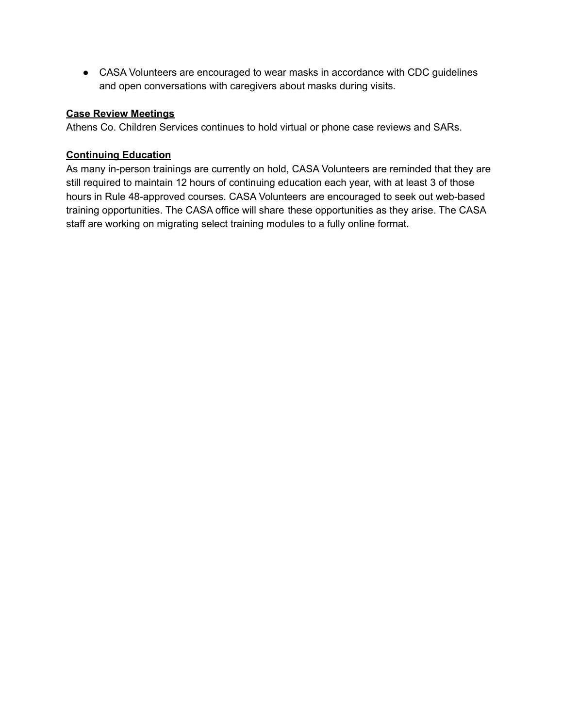- CASA Volunteers are encouraged to wear masks in accordance with CDC guidelines and open conversations with caregivers about masks during visits.

**Case Review Meetings**

Athens Co. Children Services continues to hold virtual or phone case reviews and SARs.

**Continuing Education**

As many in-person trainings are currently on hold, CASA Volunteers are reminded that they are still required to maintain 12 hours of continuing education each year, with at least 3 of those hours in Rule 48-approved courses. CASA Volunteers are encouraged to seek out web-based training opportunities. The CASA office will share these opportunities as they arise. The CASA staff are working on migrating select training modules to a fully online format.